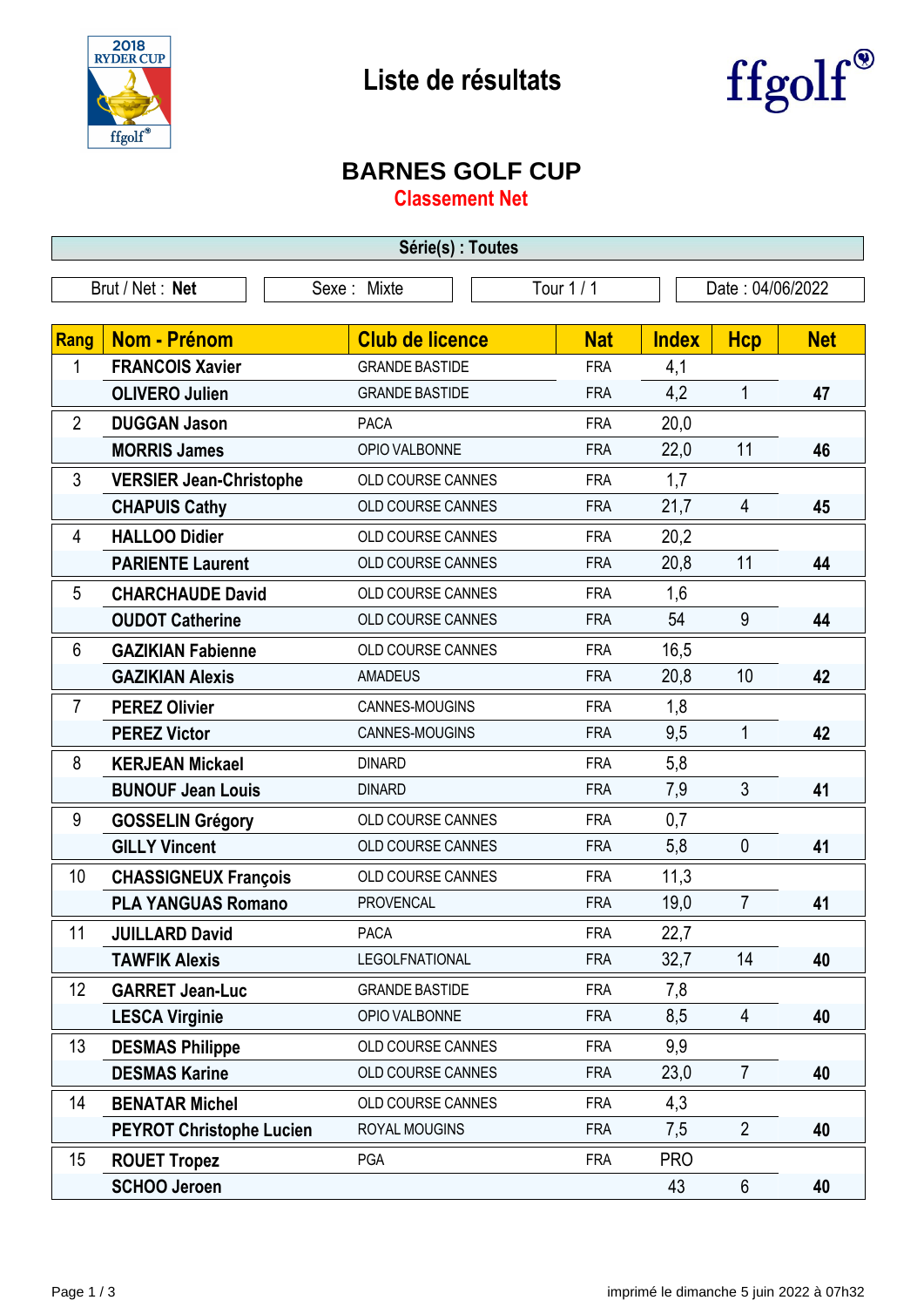# Liste de résultats

## BARNES GOLF CUP

### Classement Net

**Série(s) : Toutes**

| Brut / Net : **Net** | Sexe : Mixte | Tour 1 / 1 | Date : 04/06/2022 |
|---|---|---|---|

| Rang | Nom - Prénom | Club de licence | Nat | Index | Hcp | Net |
|---|---|---|---|---|---|---|
| 1 | **FRANCOIS Xavier** | GRANDE BASTIDE | FRA | 4,1 | | |
| | **OLIVERO Julien** | GRANDE BASTIDE | FRA | 4,2 | 1 | **47** |
| 2 | **DUGGAN Jason** | PACA | FRA | 20,0 | | |
| | **MORRIS James** | OPIO VALBONNE | FRA | 22,0 | 11 | **46** |
| 3 | **VERSIER Jean-Christophe** | OLD COURSE CANNES | FRA | 1,7 | | |
| | **CHAPUIS Cathy** | OLD COURSE CANNES | FRA | 21,7 | 4 | **45** |
| 4 | **HALLOO Didier** | OLD COURSE CANNES | FRA | 20,2 | | |
| | **PARIENTE Laurent** | OLD COURSE CANNES | FRA | 20,8 | 11 | **44** |
| 5 | **CHARCHAUDE David** | OLD COURSE CANNES | FRA | 1,6 | | |
| | **OUDOT Catherine** | OLD COURSE CANNES | FRA | 54 | 9 | **44** |
| 6 | **GAZIKIAN Fabienne** | OLD COURSE CANNES | FRA | 16,5 | | |
| | **GAZIKIAN Alexis** | AMADEUS | FRA | 20,8 | 10 | **42** |
| 7 | **PEREZ Olivier** | CANNES-MOUGINS | FRA | 1,8 | | |
| | **PEREZ Victor** | CANNES-MOUGINS | FRA | 9,5 | 1 | **42** |
| 8 | **KERJEAN Mickael** | DINARD | FRA | 5,8 | | |
| | **BUNOUF Jean Louis** | DINARD | FRA | 7,9 | 3 | **41** |
| 9 | **GOSSELIN Grégory** | OLD COURSE CANNES | FRA | 0,7 | | |
| | **GILLY Vincent** | OLD COURSE CANNES | FRA | 5,8 | 0 | **41** |
| 10 | **CHASSIGNEUX François** | OLD COURSE CANNES | FRA | 11,3 | | |
| | **PLA YANGUAS Romano** | PROVENCAL | FRA | 19,0 | 7 | **41** |
| 11 | **JUILLARD David** | PACA | FRA | 22,7 | | |
| | **TAWFIK Alexis** | LEGOLFNATIONAL | FRA | 32,7 | 14 | **40** |
| 12 | **GARRET Jean-Luc** | GRANDE BASTIDE | FRA | 7,8 | | |
| | **LESCA Virginie** | OPIO VALBONNE | FRA | 8,5 | 4 | **40** |
| 13 | **DESMAS Philippe** | OLD COURSE CANNES | FRA | 9,9 | | |
| | **DESMAS Karine** | OLD COURSE CANNES | FRA | 23,0 | 7 | **40** |
| 14 | **BENATAR Michel** | OLD COURSE CANNES | FRA | 4,3 | | |
| | **PEYROT Christophe Lucien** | ROYAL MOUGINS | FRA | 7,5 | 2 | **40** |
| 15 | **ROUET Tropez** | PGA | FRA | PRO | | |
| | **SCHOO Jeroen** | | | 43 | 6 | **40** |

imprimé le dimanche 5 juin 2022 à 07h32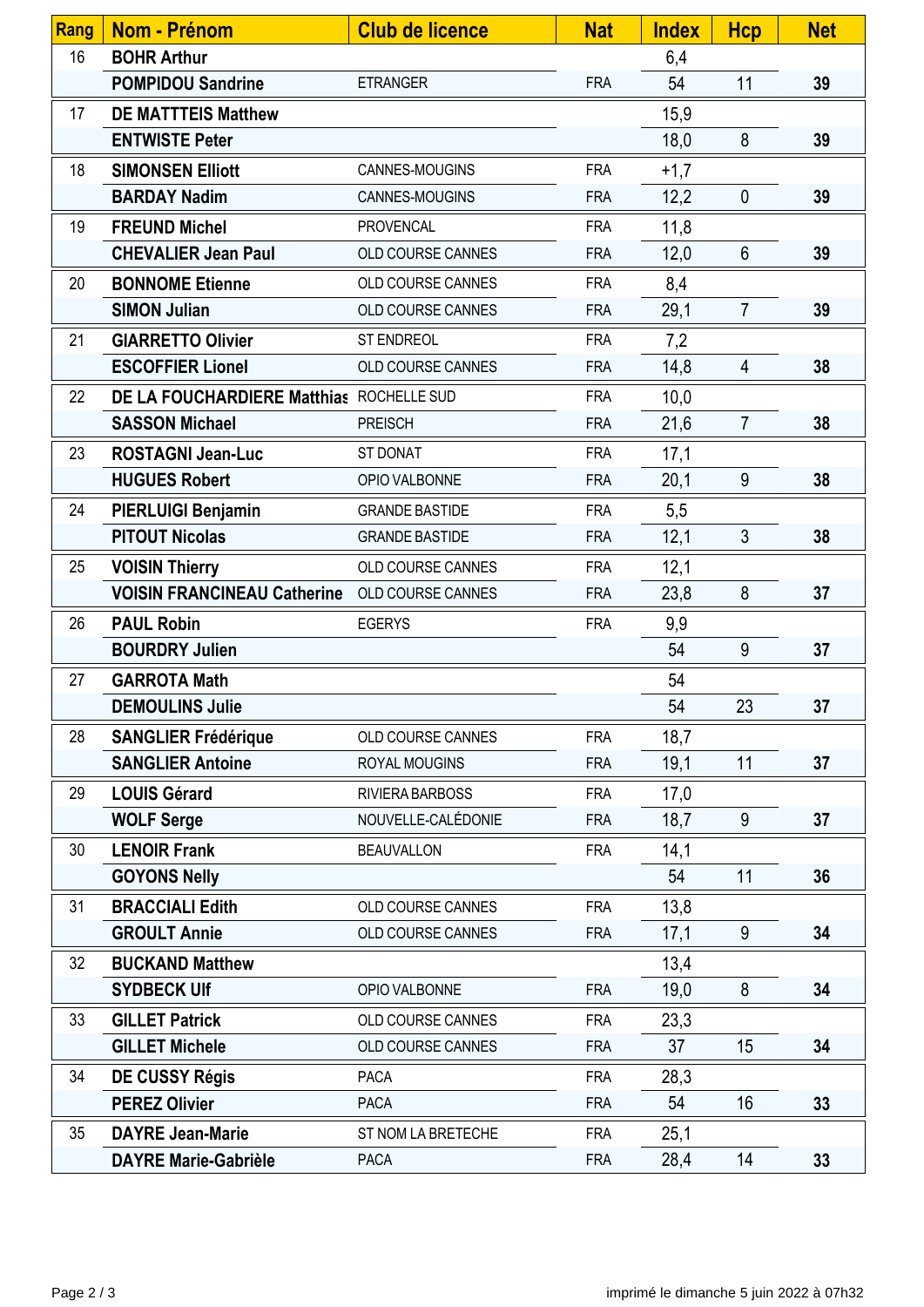| Rang | Nom - Prénom | Club de licence | Nat | Index | Hcp | Net |
|---|---|---|---|---|---|---|
| 16 | BOHR Arthur | | | 6,4 | | |
| | POMPIDOU Sandrine | ETRANGER | FRA | 54 | 11 | 39 |
| 17 | DE MATTTEIS Matthew | | | 15,9 | | |
| | ENTWISTE Peter | | | 18,0 | 8 | 39 |
| 18 | SIMONSEN Elliott | CANNES-MOUGINS | FRA | +1,7 | | |
| | BARDAY Nadim | CANNES-MOUGINS | FRA | 12,2 | 0 | 39 |
| 19 | FREUND Michel | PROVENCAL | FRA | 11,8 | | |
| | CHEVALIER Jean Paul | OLD COURSE CANNES | FRA | 12,0 | 6 | 39 |
| 20 | BONNOME Etienne | OLD COURSE CANNES | FRA | 8,4 | | |
| | SIMON Julian | OLD COURSE CANNES | FRA | 29,1 | 7 | 39 |
| 21 | GIARRETTO Olivier | ST ENDREOL | FRA | 7,2 | | |
| | ESCOFFIER Lionel | OLD COURSE CANNES | FRA | 14,8 | 4 | 38 |
| 22 | DE LA FOUCHARDIERE Matthias | ROCHELLE SUD | FRA | 10,0 | | |
| | SASSON Michael | PREISCH | FRA | 21,6 | 7 | 38 |
| 23 | ROSTAGNI Jean-Luc | ST DONAT | FRA | 17,1 | | |
| | HUGUES Robert | OPIO VALBONNE | FRA | 20,1 | 9 | 38 |
| 24 | PIERLUIGI Benjamin | GRANDE BASTIDE | FRA | 5,5 | | |
| | PITOUT Nicolas | GRANDE BASTIDE | FRA | 12,1 | 3 | 38 |
| 25 | VOISIN Thierry | OLD COURSE CANNES | FRA | 12,1 | | |
| | VOISIN FRANCINEAU Catherine | OLD COURSE CANNES | FRA | 23,8 | 8 | 37 |
| 26 | PAUL Robin | EGERYS | FRA | 9,9 | | |
| | BOURDRY Julien | | | 54 | 9 | 37 |
| 27 | GARROTA Math | | | 54 | | |
| | DEMOULINS Julie | | | 54 | 23 | 37 |
| 28 | SANGLIER Frédérique | OLD COURSE CANNES | FRA | 18,7 | | |
| | SANGLIER Antoine | ROYAL MOUGINS | FRA | 19,1 | 11 | 37 |
| 29 | LOUIS Gérard | RIVIERA BARBOSS | FRA | 17,0 | | |
| | WOLF Serge | NOUVELLE-CALÉDONIE | FRA | 18,7 | 9 | 37 |
| 30 | LENOIR Frank | BEAUVALLON | FRA | 14,1 | | |
| | GOYONS Nelly | | | 54 | 11 | 36 |
| 31 | BRACCIALI Edith | OLD COURSE CANNES | FRA | 13,8 | | |
| | GROULT Annie | OLD COURSE CANNES | FRA | 17,1 | 9 | 34 |
| 32 | BUCKAND Matthew | | | 13,4 | | |
| | SYDBECK Ulf | OPIO VALBONNE | FRA | 19,0 | 8 | 34 |
| 33 | GILLET Patrick | OLD COURSE CANNES | FRA | 23,3 | | |
| | GILLET Michele | OLD COURSE CANNES | FRA | 37 | 15 | 34 |
| 34 | DE CUSSY Régis | PACA | FRA | 28,3 | | |
| | PEREZ Olivier | PACA | FRA | 54 | 16 | 33 |
| 35 | DAYRE Jean-Marie | ST NOM LA BRETECHE | FRA | 25,1 | | |
| | DAYRE Marie-Gabrièle | PACA | FRA | 28,4 | 14 | 33 |

imprimé le dimanche 5 juin 2022 à 07h32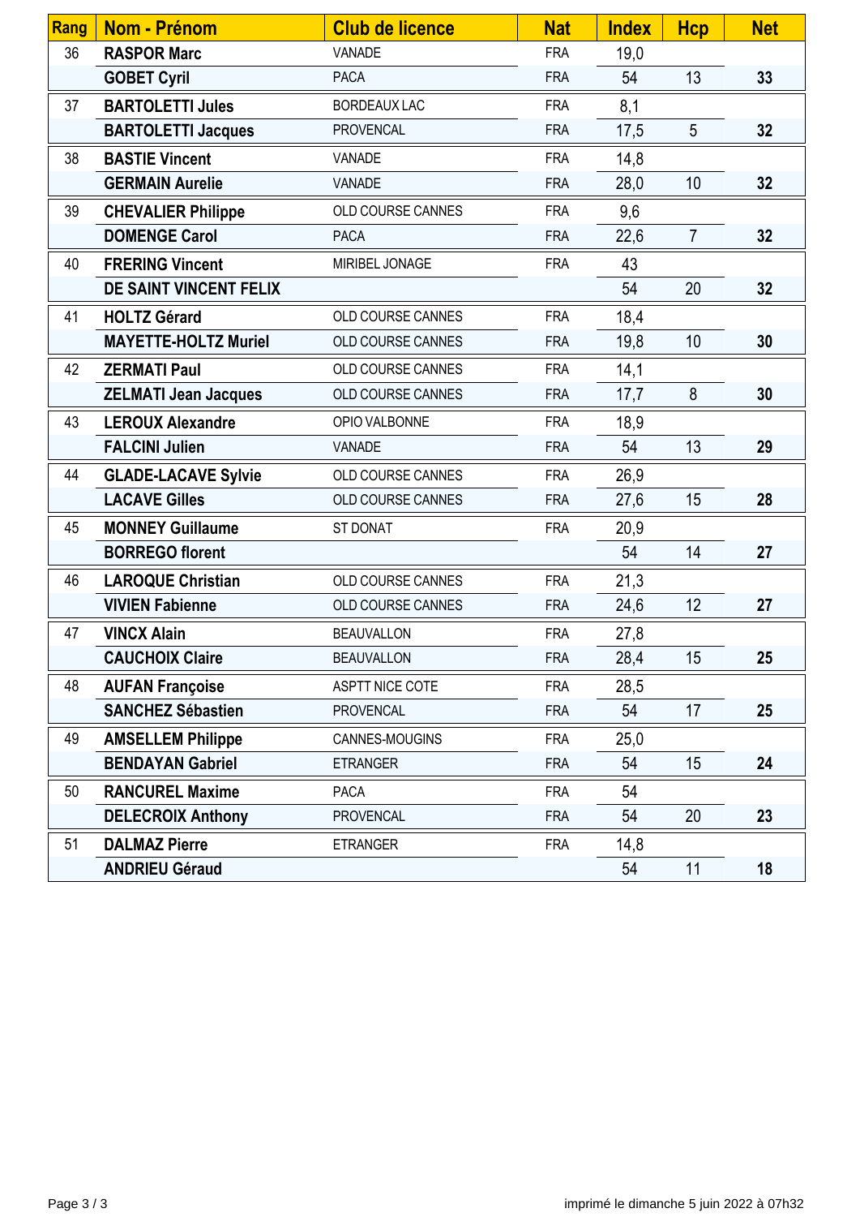| Rang | Nom - Prénom | Club de licence | Nat | Index | Hcp | Net |
|---|---|---|---|---|---|---|
| 36 | **RASPOR Marc** | VANADE | FRA | 19,0 | | |
| | **GOBET Cyril** | PACA | FRA | 54 | 13 | **33** |
| 37 | **BARTOLETTI Jules** | BORDEAUX LAC | FRA | 8,1 | | |
| | **BARTOLETTI Jacques** | PROVENCAL | FRA | 17,5 | 5 | **32** |
| 38 | **BASTIE Vincent** | VANADE | FRA | 14,8 | | |
| | **GERMAIN Aurelie** | VANADE | FRA | 28,0 | 10 | **32** |
| 39 | **CHEVALIER Philippe** | OLD COURSE CANNES | FRA | 9,6 | | |
| | **DOMENGE Carol** | PACA | FRA | 22,6 | 7 | **32** |
| 40 | **FRERING Vincent** | MIRIBEL JONAGE | FRA | 43 | | |
| | **DE SAINT VINCENT FELIX** | | | 54 | 20 | **32** |
| 41 | **HOLTZ Gérard** | OLD COURSE CANNES | FRA | 18,4 | | |
| | **MAYETTE-HOLTZ Muriel** | OLD COURSE CANNES | FRA | 19,8 | 10 | **30** |
| 42 | **ZERMATI Paul** | OLD COURSE CANNES | FRA | 14,1 | | |
| | **ZELMATI Jean Jacques** | OLD COURSE CANNES | FRA | 17,7 | 8 | **30** |
| 43 | **LEROUX Alexandre** | OPIO VALBONNE | FRA | 18,9 | | |
| | **FALCINI Julien** | VANADE | FRA | 54 | 13 | **29** |
| 44 | **GLADE-LACAVE Sylvie** | OLD COURSE CANNES | FRA | 26,9 | | |
| | **LACAVE Gilles** | OLD COURSE CANNES | FRA | 27,6 | 15 | **28** |
| 45 | **MONNEY Guillaume** | ST DONAT | FRA | 20,9 | | |
| | **BORREGO florent** | | | 54 | 14 | **27** |
| 46 | **LAROQUE Christian** | OLD COURSE CANNES | FRA | 21,3 | | |
| | **VIVIEN Fabienne** | OLD COURSE CANNES | FRA | 24,6 | 12 | **27** |
| 47 | **VINCX Alain** | BEAUVALLON | FRA | 27,8 | | |
| | **CAUCHOIX Claire** | BEAUVALLON | FRA | 28,4 | 15 | **25** |
| 48 | **AUFAN Françoise** | ASPTT NICE COTE | FRA | 28,5 | | |
| | **SANCHEZ Sébastien** | PROVENCAL | FRA | 54 | 17 | **25** |
| 49 | **AMSELLEM Philippe** | CANNES-MOUGINS | FRA | 25,0 | | |
| | **BENDAYAN Gabriel** | ETRANGER | FRA | 54 | 15 | **24** |
| 50 | **RANCUREL Maxime** | PACA | FRA | 54 | | |
| | **DELECROIX Anthony** | PROVENCAL | FRA | 54 | 20 | **23** |
| 51 | **DALMAZ Pierre** | ETRANGER | FRA | 14,8 | | |
| | **ANDRIEU Géraud** | | | 54 | 11 | **18** |

imprimé le dimanche 5 juin 2022 à 07h32